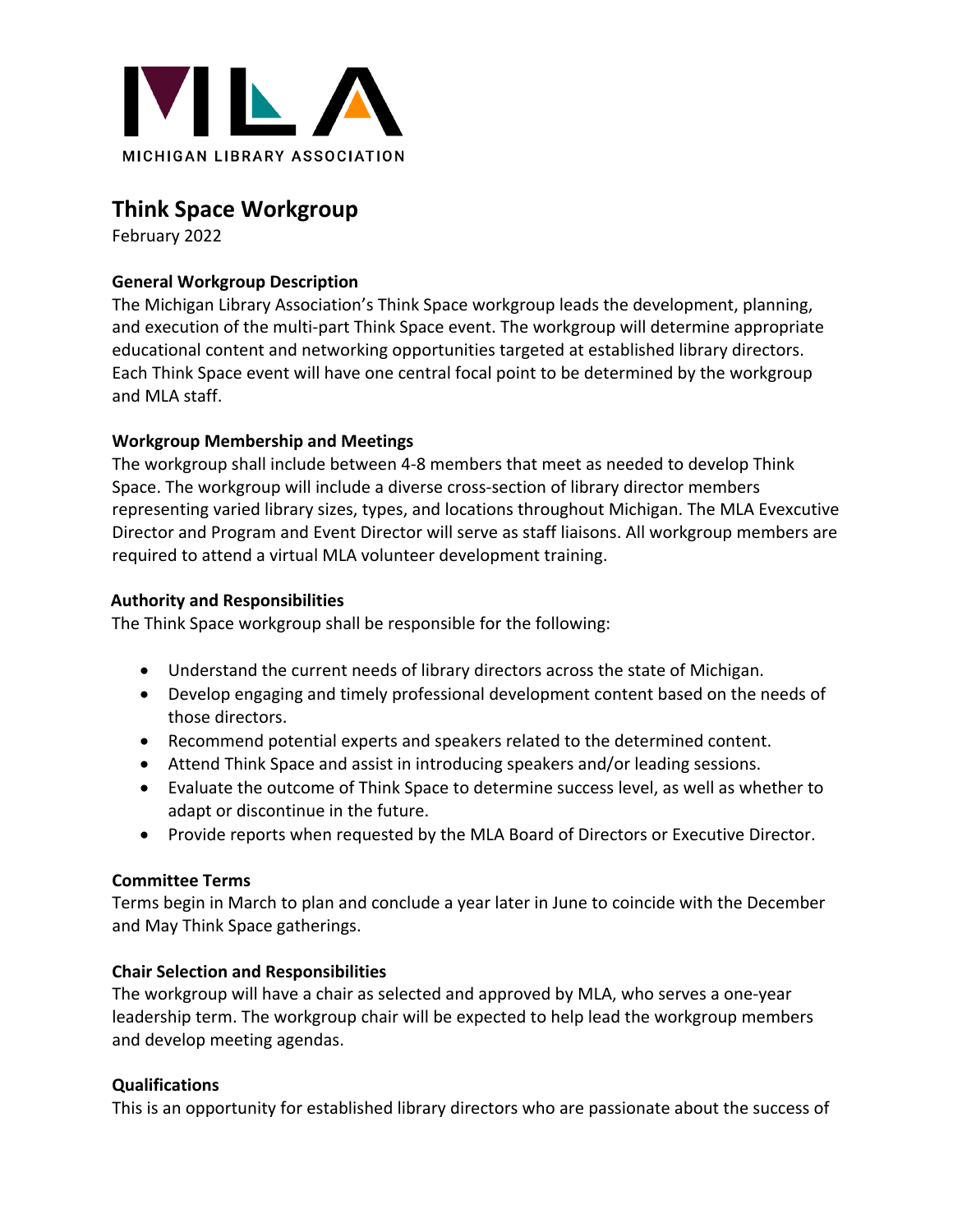MICHIGAN LIBRARY ASSOCIATION

# Think Space Workgroup

February 2022

### General Workgroup Description

The Michigan Library Association's Think Space workgroup leads the development, planning, and execution of the multi-part Think Space event. The workgroup will determine appropriate educational content and networking opportunities targeted at established library directors. Each Think Space event will have one central focal point to be determined by the workgroup and MLA staff.

### Workgroup Membership and Meetings

The workgroup shall include between 4-8 members that meet as needed to develop Think Space. The workgroup will include a diverse cross-section of library director members representing varied library sizes, types, and locations throughout Michigan. The MLA Evexcutive Director and Program and Event Director will serve as staff liaisons. All workgroup members are required to attend a virtual MLA volunteer development training.

### Authority and Responsibilities

The Think Space workgroup shall be responsible for the following:

- Understand the current needs of library directors across the state of Michigan.
- Develop engaging and timely professional development content based on the needs of those directors.
- Recommend potential experts and speakers related to the determined content.
- Attend Think Space and assist in introducing speakers and/or leading sessions.
- Evaluate the outcome of Think Space to determine success level, as well as whether to adapt or discontinue in the future.
- Provide reports when requested by the MLA Board of Directors or Executive Director.

### Committee Terms

Terms begin in March to plan and conclude a year later in June to coincide with the December and May Think Space gatherings.

### Chair Selection and Responsibilities

The workgroup will have a chair as selected and approved by MLA, who serves a one-year leadership term. The workgroup chair will be expected to help lead the workgroup members and develop meeting agendas.

### Qualifications

This is an opportunity for established library directors who are passionate about the success of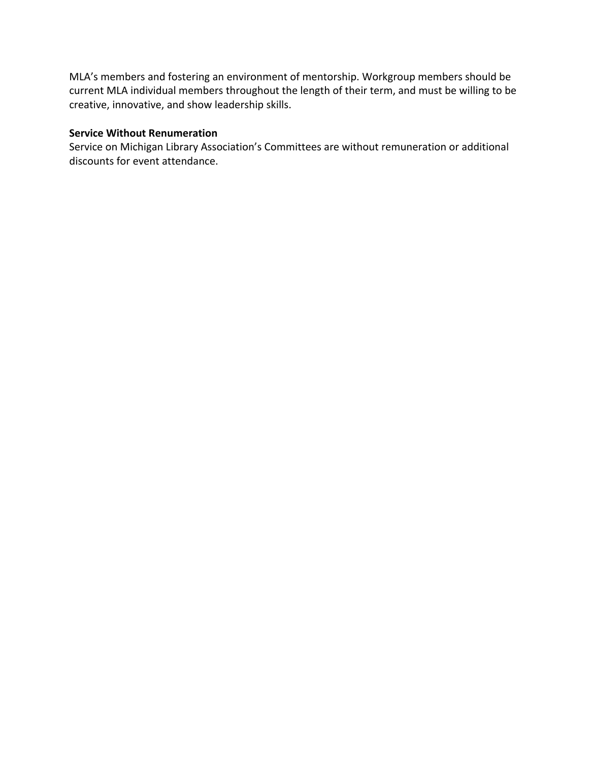MLA's members and fostering an environment of mentorship. Workgroup members should be current MLA individual members throughout the length of their term, and must be willing to be creative, innovative, and show leadership skills.

**Service Without Renumeration**

Service on Michigan Library Association's Committees are without remuneration or additional discounts for event attendance.